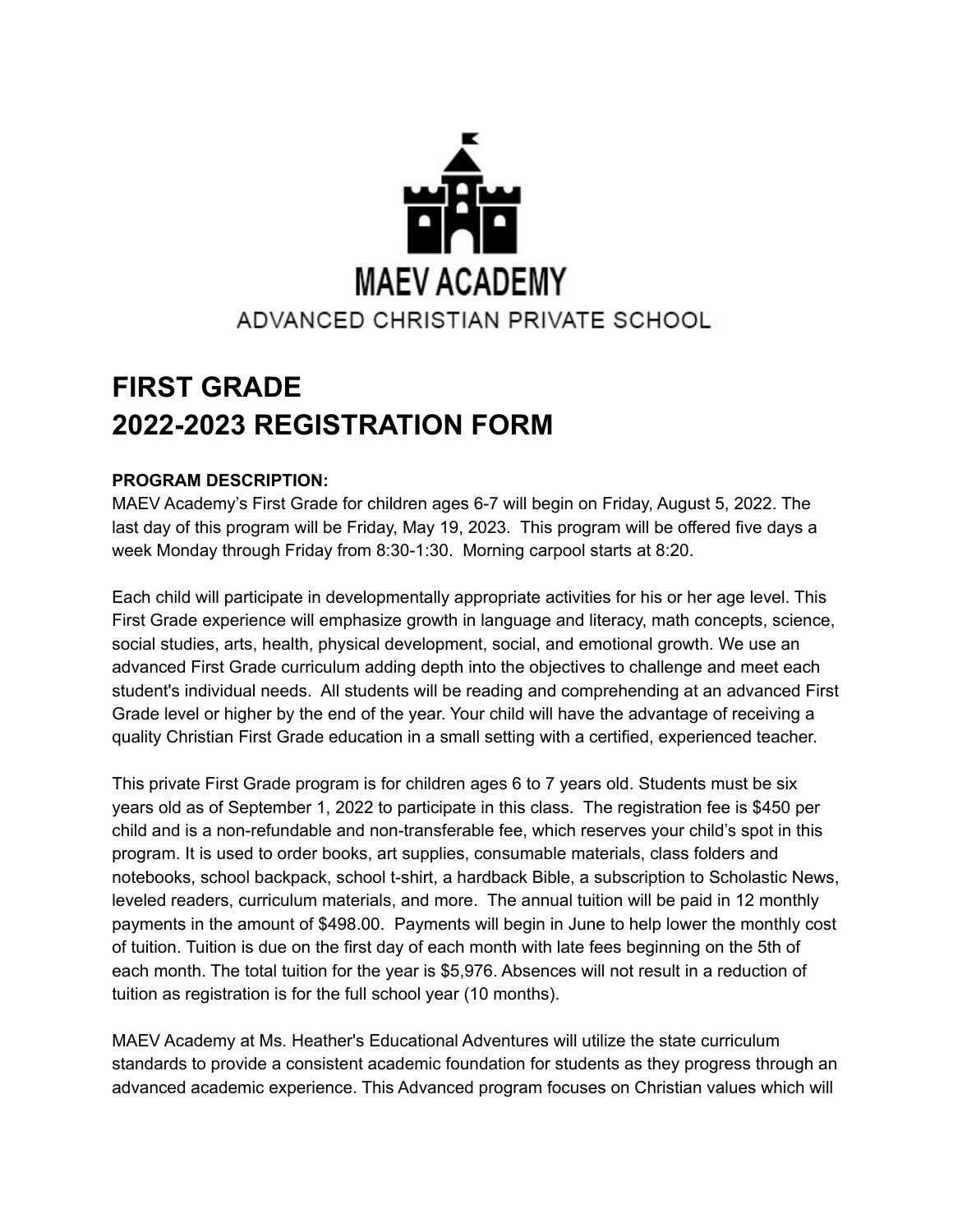MAEV ACADEMY

ADVANCED CHRISTIAN PRIVATE SCHOOL

# FIRST GRADE
# 2022-2023 REGISTRATION FORM

**PROGRAM DESCRIPTION:**

MAEV Academy's First Grade for children ages 6-7 will begin on Friday, August 5, 2022. The last day of this program will be Friday, May 19, 2023. This program will be offered five days a week Monday through Friday from 8:30-1:30. Morning carpool starts at 8:20.

Each child will participate in developmentally appropriate activities for his or her age level. This First Grade experience will emphasize growth in language and literacy, math concepts, science, social studies, arts, health, physical development, social, and emotional growth. We use an advanced First Grade curriculum adding depth into the objectives to challenge and meet each student's individual needs. All students will be reading and comprehending at an advanced First Grade level or higher by the end of the year. Your child will have the advantage of receiving a quality Christian First Grade education in a small setting with a certified, experienced teacher.

This private First Grade program is for children ages 6 to 7 years old. Students must be six years old as of September 1, 2022 to participate in this class. The registration fee is $450 per child and is a non-refundable and non-transferable fee, which reserves your child's spot in this program. It is used to order books, art supplies, consumable materials, class folders and notebooks, school backpack, school t-shirt, a hardback Bible, a subscription to Scholastic News, leveled readers, curriculum materials, and more. The annual tuition will be paid in 12 monthly payments in the amount of $498.00. Payments will begin in June to help lower the monthly cost of tuition. Tuition is due on the first day of each month with late fees beginning on the 5th of each month. The total tuition for the year is $5,976. Absences will not result in a reduction of tuition as registration is for the full school year (10 months).

MAEV Academy at Ms. Heather's Educational Adventures will utilize the state curriculum standards to provide a consistent academic foundation for students as they progress through an advanced academic experience. This Advanced program focuses on Christian values which will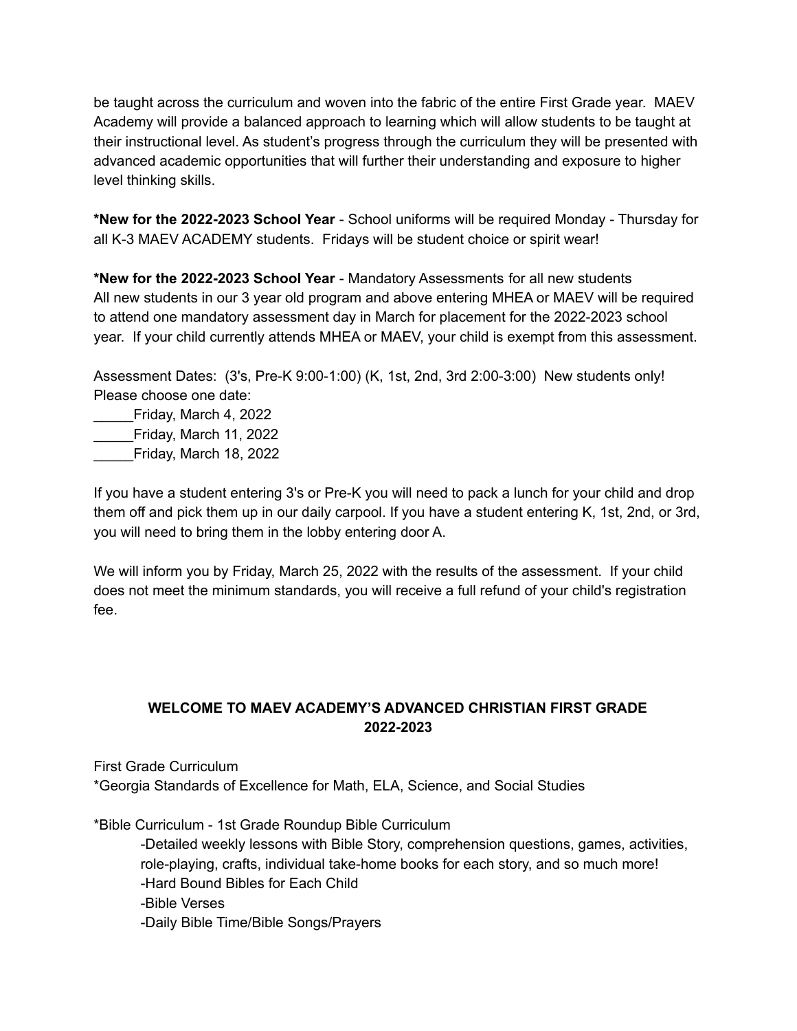be taught across the curriculum and woven into the fabric of the entire First Grade year. MAEV Academy will provide a balanced approach to learning which will allow students to be taught at their instructional level. As student's progress through the curriculum they will be presented with advanced academic opportunities that will further their understanding and exposure to higher level thinking skills.

**\*New for the 2022-2023 School Year** - School uniforms will be required Monday - Thursday for all K-3 MAEV ACADEMY students. Fridays will be student choice or spirit wear!

**\*New for the 2022-2023 School Year** - Mandatory Assessments for all new students
All new students in our 3 year old program and above entering MHEA or MAEV will be required to attend one mandatory assessment day in March for placement for the 2022-2023 school year. If your child currently attends MHEA or MAEV, your child is exempt from this assessment.

Assessment Dates: (3's, Pre-K 9:00-1:00) (K, 1st, 2nd, 3rd 2:00-3:00) New students only!
Please choose one date:
_____Friday, March 4, 2022
_____Friday, March 11, 2022
_____Friday, March 18, 2022

If you have a student entering 3's or Pre-K you will need to pack a lunch for your child and drop them off and pick them up in our daily carpool. If you have a student entering K, 1st, 2nd, or 3rd, you will need to bring them in the lobby entering door A.

We will inform you by Friday, March 25, 2022 with the results of the assessment. If your child does not meet the minimum standards, you will receive a full refund of your child's registration fee.

**WELCOME TO MAEV ACADEMY'S ADVANCED CHRISTIAN FIRST GRADE 2022-2023**

First Grade Curriculum
*Georgia Standards of Excellence for Math, ELA, Science, and Social Studies

*Bible Curriculum - 1st Grade Roundup Bible Curriculum
- Detailed weekly lessons with Bible Story, comprehension questions, games, activities, role-playing, crafts, individual take-home books for each story, and so much more!
- Hard Bound Bibles for Each Child
- Bible Verses
- Daily Bible Time/Bible Songs/Prayers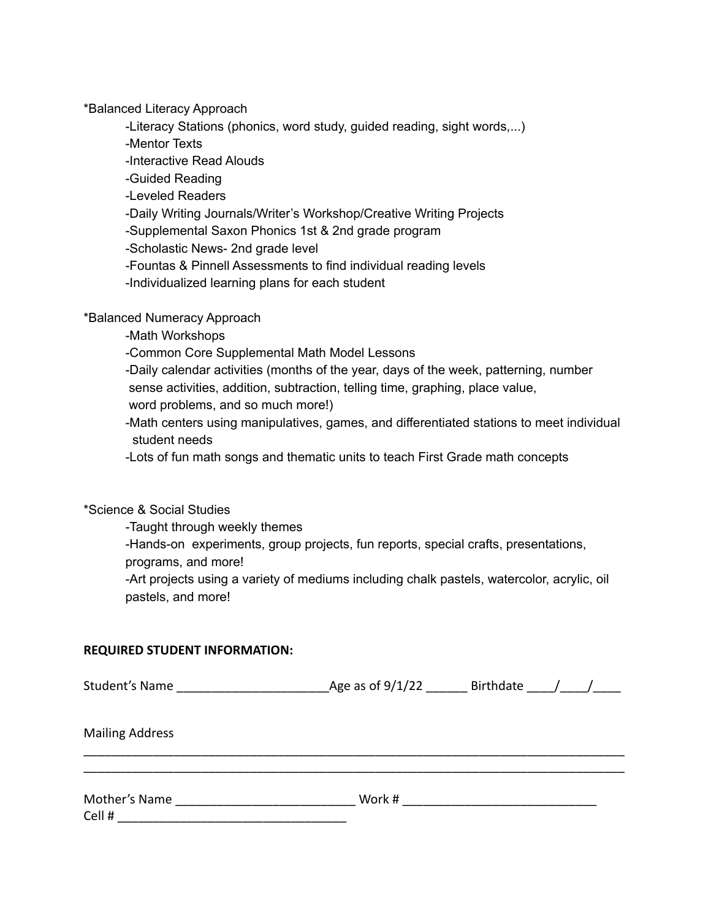*Balanced Literacy Approach

- -Literacy Stations (phonics, word study, guided reading, sight words,...)
- -Mentor Texts
- -Interactive Read Alouds
- -Guided Reading
- -Leveled Readers
- -Daily Writing Journals/Writer's Workshop/Creative Writing Projects
- -Supplemental Saxon Phonics 1st & 2nd grade program
- -Scholastic News- 2nd grade level
- -Fountas & Pinnell Assessments to find individual reading levels
- -Individualized learning plans for each student

*Balanced Numeracy Approach

- -Math Workshops
- -Common Core Supplemental Math Model Lessons
- -Daily calendar activities (months of the year, days of the week, patterning, number sense activities, addition, subtraction, telling time, graphing, place value, word problems, and so much more!)
- -Math centers using manipulatives, games, and differentiated stations to meet individual student needs
- -Lots of fun math songs and thematic units to teach First Grade math concepts

*Science & Social Studies

- -Taught through weekly themes
- -Hands-on experiments, group projects, fun reports, special crafts, presentations, programs, and more!
- -Art projects using a variety of mediums including chalk pastels, watercolor, acrylic, oil pastels, and more!

**REQUIRED STUDENT INFORMATION:**

Student's Name ______________________Age as of 9/1/22 ______ Birthdate ____/____/____

Mailing Address

______________________________________________________________________________

______________________________________________________________________________

Mother's Name __________________________ Work # ____________________________

Cell # _________________________________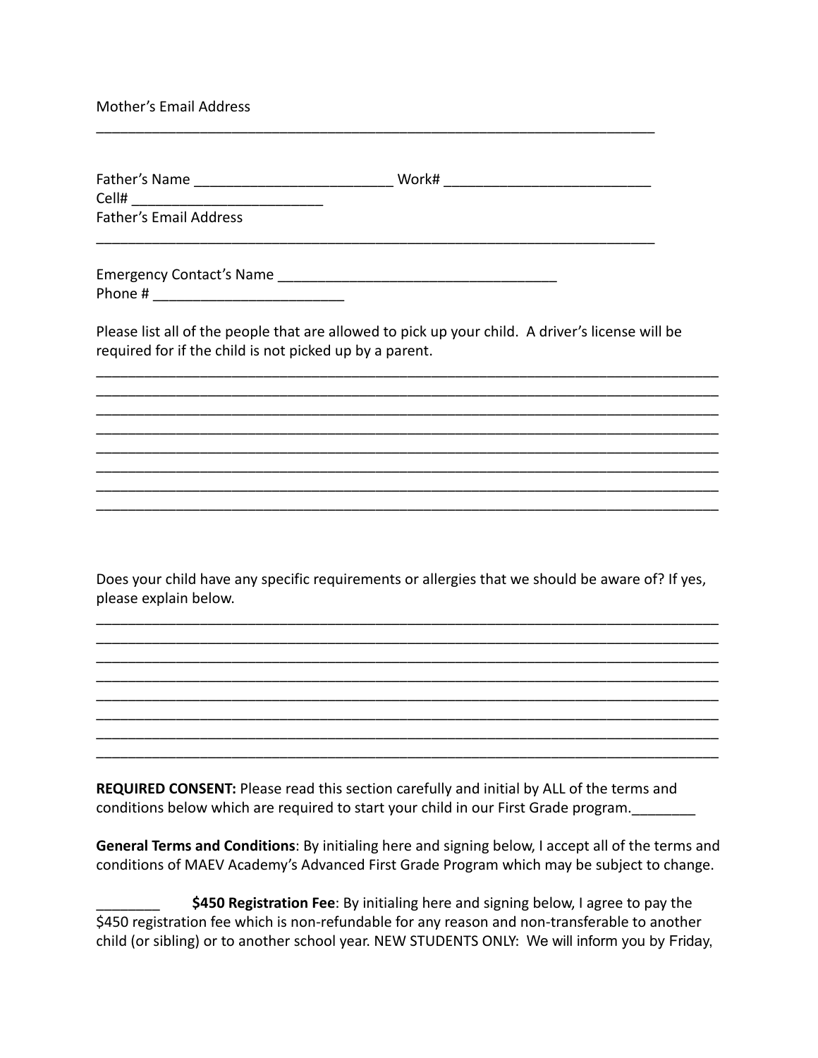Mother's Email Address

________________________________________________________________________

Father's Name _________________________ Work# _________________________

Cell# ________________________

Father's Email Address

________________________________________________________________________

Emergency Contact's Name ___________________________________

Phone # ________________________

Please list all of the people that are allowed to pick up your child. A driver's license will be required for if the child is not picked up by a parent.

__________________________________________________________________________
__________________________________________________________________________
__________________________________________________________________________
__________________________________________________________________________
__________________________________________________________________________
__________________________________________________________________________
__________________________________________________________________________
__________________________________________________________________________

Does your child have any specific requirements or allergies that we should be aware of? If yes, please explain below.

__________________________________________________________________________
__________________________________________________________________________
__________________________________________________________________________
__________________________________________________________________________
__________________________________________________________________________
__________________________________________________________________________
__________________________________________________________________________
__________________________________________________________________________

**REQUIRED CONSENT:** Please read this section carefully and initial by ALL of the terms and conditions below which are required to start your child in our First Grade program.________

**General Terms and Conditions**: By initialing here and signing below, I accept all of the terms and conditions of MAEV Academy's Advanced First Grade Program which may be subject to change.

________ **$450 Registration Fee**: By initialing here and signing below, I agree to pay the $450 registration fee which is non-refundable for any reason and non-transferable to another child (or sibling) or to another school year. NEW STUDENTS ONLY: We will inform you by Friday,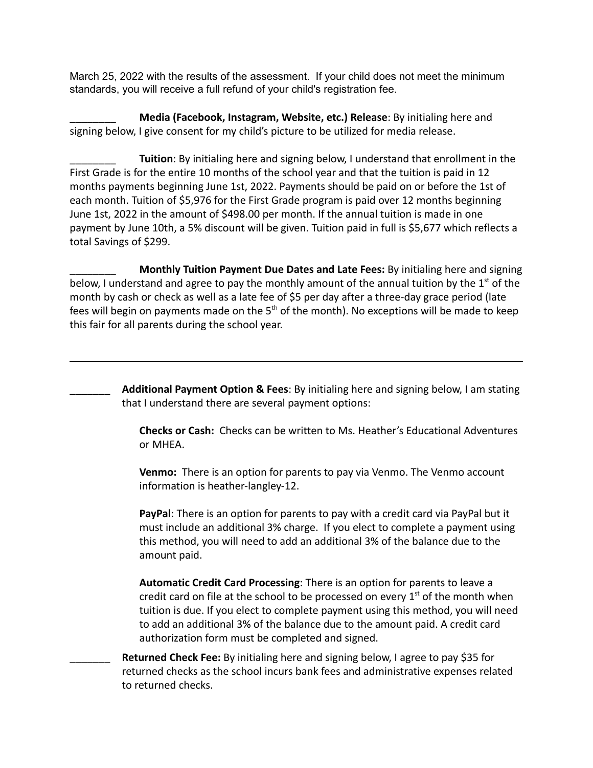March 25, 2022 with the results of the assessment. If your child does not meet the minimum standards, you will receive a full refund of your child's registration fee.

________ **Media (Facebook, Instagram, Website, etc.) Release**: By initialing here and signing below, I give consent for my child's picture to be utilized for media release.

________ **Tuition**: By initialing here and signing below, I understand that enrollment in the First Grade is for the entire 10 months of the school year and that the tuition is paid in 12 months payments beginning June 1st, 2022. Payments should be paid on or before the 1st of each month. Tuition of $5,976 for the First Grade program is paid over 12 months beginning June 1st, 2022 in the amount of $498.00 per month. If the annual tuition is made in one payment by June 10th, a 5% discount will be given. Tuition paid in full is $5,677 which reflects a total Savings of $299.

________ **Monthly Tuition Payment Due Dates and Late Fees:** By initialing here and signing below, I understand and agree to pay the monthly amount of the annual tuition by the 1st of the month by cash or check as well as a late fee of $5 per day after a three-day grace period (late fees will begin on payments made on the 5th of the month). No exceptions will be made to keep this fair for all parents during the school year.

---

_______ **Additional Payment Option & Fees**: By initialing here and signing below, I am stating that I understand there are several payment options:

**Checks or Cash:** Checks can be written to Ms. Heather's Educational Adventures or MHEA.

**Venmo:** There is an option for parents to pay via Venmo. The Venmo account information is heather-langley-12.

**PayPal**: There is an option for parents to pay with a credit card via PayPal but it must include an additional 3% charge. If you elect to complete a payment using this method, you will need to add an additional 3% of the balance due to the amount paid.

**Automatic Credit Card Processing**: There is an option for parents to leave a credit card on file at the school to be processed on every 1st of the month when tuition is due. If you elect to complete payment using this method, you will need to add an additional 3% of the balance due to the amount paid. A credit card authorization form must be completed and signed.

_______ **Returned Check Fee:** By initialing here and signing below, I agree to pay $35 for returned checks as the school incurs bank fees and administrative expenses related to returned checks.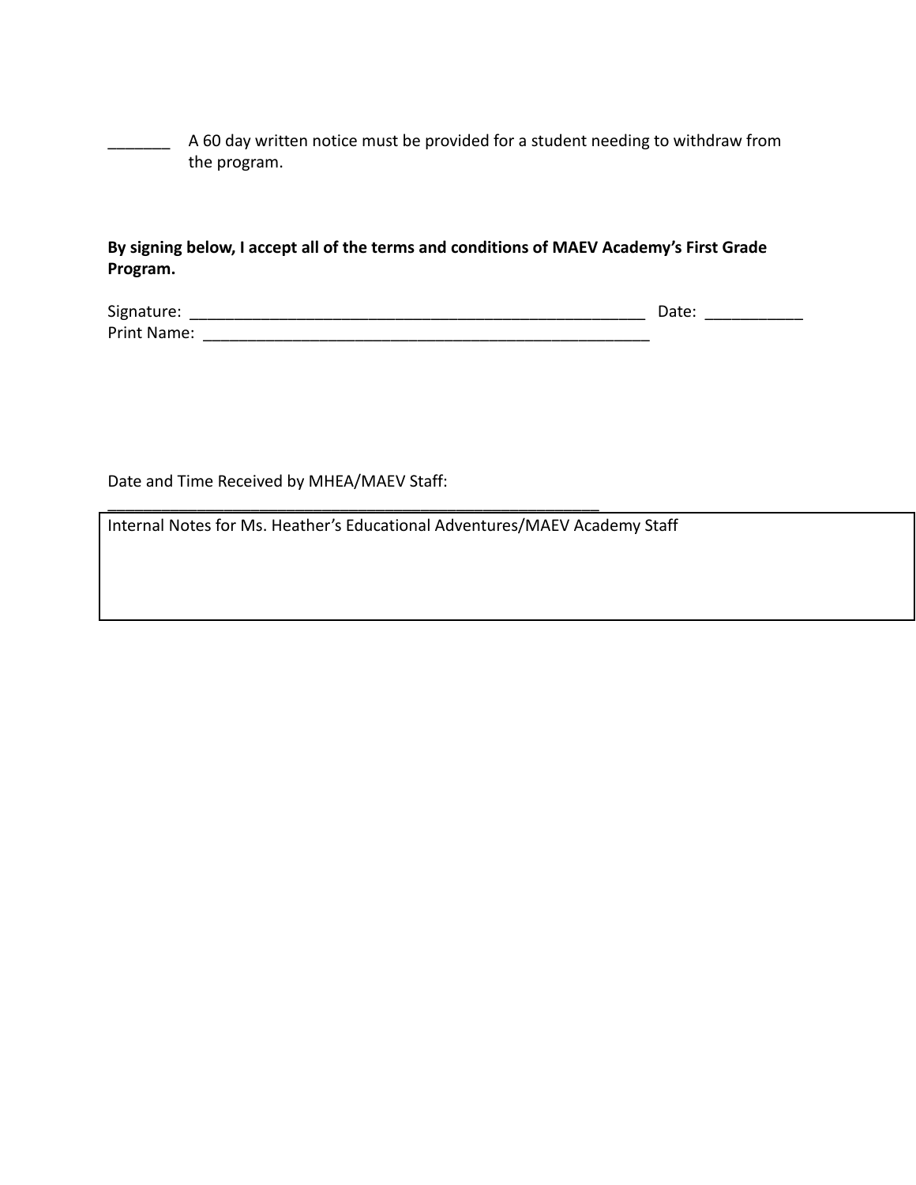_______ A 60 day written notice must be provided for a student needing to withdraw from the program.

**By signing below, I accept all of the terms and conditions of MAEV Academy's First Grade Program.**

Signature: ____________________________________________________ Date: ___________
Print Name: ____________________________________________________

Date and Time Received by MHEA/MAEV Staff:
________________________________________________________

| Internal Notes for Ms. Heather's Educational Adventures/MAEV Academy Staff |
| --- |
| |